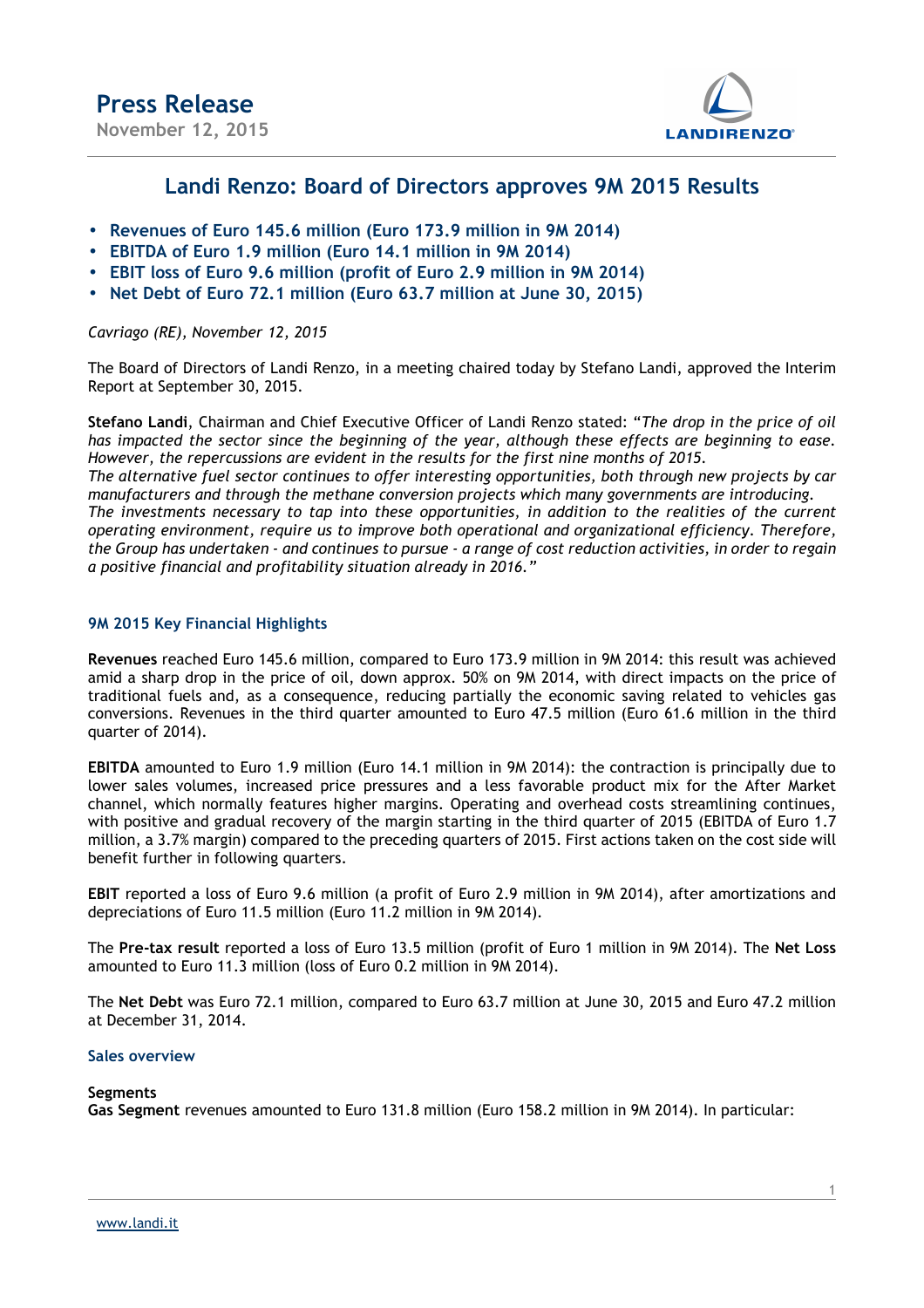# Press Release

November 12, 2015

## Landi Renzo: Board of Directors approves 9M 2015 Results

- **Revenues of Euro 145.6 million (Euro 173.9 million in 9M 2014)**
- **EBITDA of Euro 1.9 million (Euro 14.1 million in 9M 2014)**
- **EBIT loss of Euro 9.6 million (profit of Euro 2.9 million in 9M 2014)**
- **Net Debt of Euro 72.1 million (Euro 63.7 million at June 30, 2015)**

*Cavriago (RE), November 12, 2015*

The Board of Directors of Landi Renzo, in a meeting chaired today by Stefano Landi, approved the Interim Report at September 30, 2015.

**Stefano Landi**, Chairman and Chief Executive Officer of Landi Renzo stated: "*The drop in the price of oil has impacted the sector since the beginning of the year, although these effects are beginning to ease. However, the repercussions are evident in the results for the first nine months of 2015.*
*The alternative fuel sector continues to offer interesting opportunities, both through new projects by car manufacturers and through the methane conversion projects which many governments are introducing.*
*The investments necessary to tap into these opportunities, in addition to the realities of the current operating environment, require us to improve both operational and organizational efficiency. Therefore, the Group has undertaken - and continues to pursue - a range of cost reduction activities, in order to regain a positive financial and profitability situation already in 2016.*"

### 9M 2015 Key Financial Highlights

**Revenues** reached Euro 145.6 million, compared to Euro 173.9 million in 9M 2014: this result was achieved amid a sharp drop in the price of oil, down approx. 50% on 9M 2014, with direct impacts on the price of traditional fuels and, as a consequence, reducing partially the economic saving related to vehicles gas conversions. Revenues in the third quarter amounted to Euro 47.5 million (Euro 61.6 million in the third quarter of 2014).

**EBITDA** amounted to Euro 1.9 million (Euro 14.1 million in 9M 2014): the contraction is principally due to lower sales volumes, increased price pressures and a less favorable product mix for the After Market channel, which normally features higher margins. Operating and overhead costs streamlining continues, with positive and gradual recovery of the margin starting in the third quarter of 2015 (EBITDA of Euro 1.7 million, a 3.7% margin) compared to the preceding quarters of 2015. First actions taken on the cost side will benefit further in following quarters.

**EBIT** reported a loss of Euro 9.6 million (a profit of Euro 2.9 million in 9M 2014), after amortizations and depreciations of Euro 11.5 million (Euro 11.2 million in 9M 2014).

The **Pre-tax result** reported a loss of Euro 13.5 million (profit of Euro 1 million in 9M 2014). The **Net Loss** amounted to Euro 11.3 million (loss of Euro 0.2 million in 9M 2014).

The **Net Debt** was Euro 72.1 million, compared to Euro 63.7 million at June 30, 2015 and Euro 47.2 million at December 31, 2014.

### Sales overview

**Segments**

**Gas Segment** revenues amounted to Euro 131.8 million (Euro 158.2 million in 9M 2014). In particular: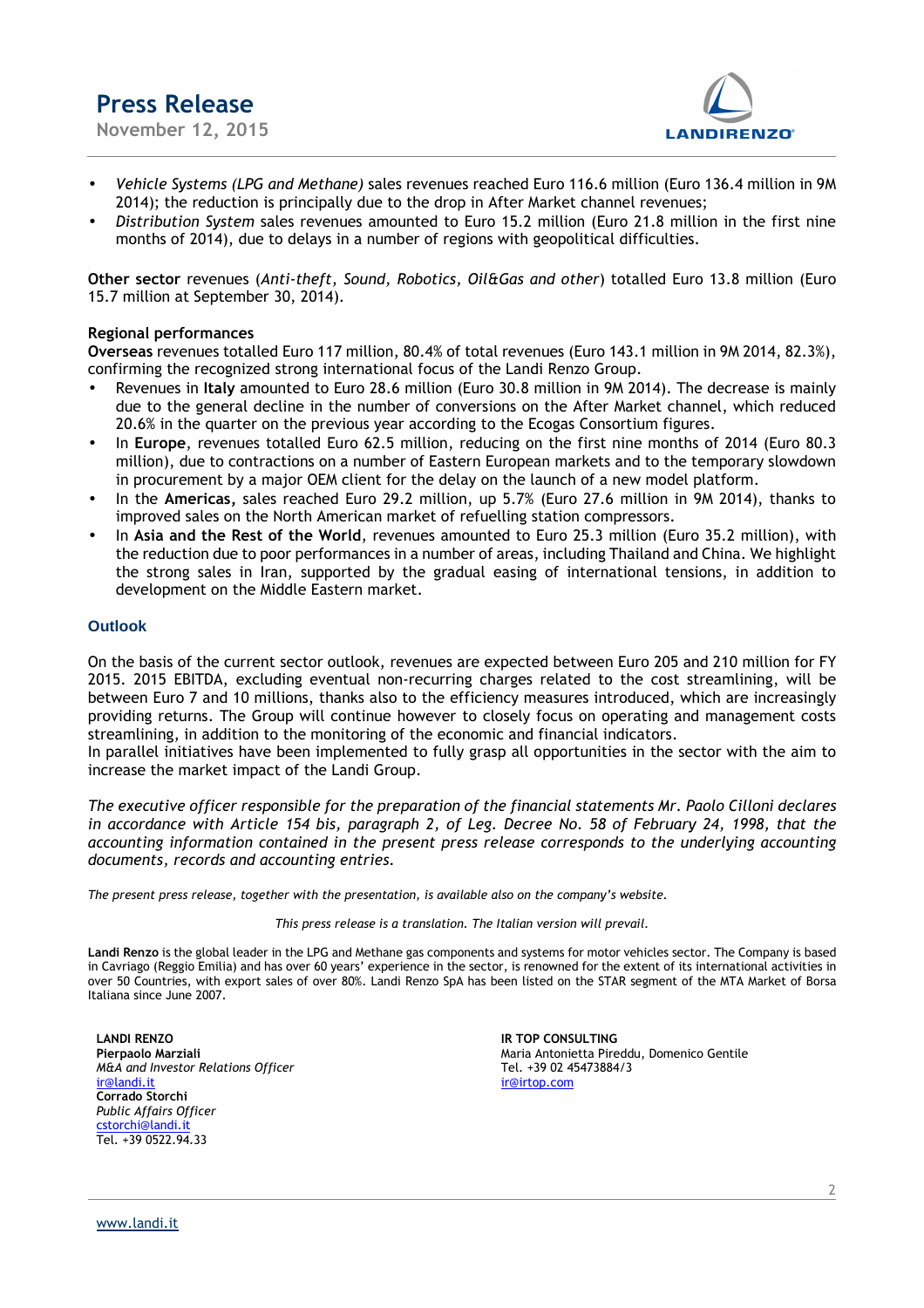- *Vehicle Systems (LPG and Methane)* sales revenues reached Euro 116.6 million (Euro 136.4 million in 9M 2014); the reduction is principally due to the drop in After Market channel revenues;
- *Distribution System* sales revenues amounted to Euro 15.2 million (Euro 21.8 million in the first nine months of 2014), due to delays in a number of regions with geopolitical difficulties.

**Other sector** revenues (*Anti-theft, Sound, Robotics, Oil&Gas and other*) totalled Euro 13.8 million (Euro 15.7 million at September 30, 2014).

**Regional performances**

**Overseas** revenues totalled Euro 117 million, 80.4% of total revenues (Euro 143.1 million in 9M 2014, 82.3%), confirming the recognized strong international focus of the Landi Renzo Group.

- Revenues in **Italy** amounted to Euro 28.6 million (Euro 30.8 million in 9M 2014). The decrease is mainly due to the general decline in the number of conversions on the After Market channel, which reduced 20.6% in the quarter on the previous year according to the Ecogas Consortium figures.
- In **Europe**, revenues totalled Euro 62.5 million, reducing on the first nine months of 2014 (Euro 80.3 million), due to contractions on a number of Eastern European markets and to the temporary slowdown in procurement by a major OEM client for the delay on the launch of a new model platform.
- In the **Americas,** sales reached Euro 29.2 million, up 5.7% (Euro 27.6 million in 9M 2014), thanks to improved sales on the North American market of refuelling station compressors.
- In **Asia and the Rest of the World**, revenues amounted to Euro 25.3 million (Euro 35.2 million), with the reduction due to poor performances in a number of areas, including Thailand and China. We highlight the strong sales in Iran, supported by the gradual easing of international tensions, in addition to development on the Middle Eastern market.

## Outlook

On the basis of the current sector outlook, revenues are expected between Euro 205 and 210 million for FY 2015. 2015 EBITDA, excluding eventual non-recurring charges related to the cost streamlining, will be between Euro 7 and 10 millions, thanks also to the efficiency measures introduced, which are increasingly providing returns. The Group will continue however to closely focus on operating and management costs streamlining, in addition to the monitoring of the economic and financial indicators.
In parallel initiatives have been implemented to fully grasp all opportunities in the sector with the aim to increase the market impact of the Landi Group.

*The executive officer responsible for the preparation of the financial statements Mr. Paolo Cilloni declares in accordance with Article 154 bis, paragraph 2, of Leg. Decree No. 58 of February 24, 1998, that the accounting information contained in the present press release corresponds to the underlying accounting documents, records and accounting entries.*

*The present press release, together with the presentation, is available also on the company's website.*

*This press release is a translation. The Italian version will prevail.*

**Landi Renzo** is the global leader in the LPG and Methane gas components and systems for motor vehicles sector. The Company is based in Cavriago (Reggio Emilia) and has over 60 years' experience in the sector, is renowned for the extent of its international activities in over 50 Countries, with export sales of over 80%. Landi Renzo SpA has been listed on the STAR segment of the MTA Market of Borsa Italiana since June 2007.

**LANDI RENZO**
**Pierpaolo Marziali**
*M&A and Investor Relations Officer*
ir@landi.it
**Corrado Storchi**
*Public Affairs Officer*
cstorchi@landi.it
Tel. +39 0522.94.33

**IR TOP CONSULTING**
Maria Antonietta Pireddu, Domenico Gentile
Tel. +39 02 45473884/3
ir@irtop.com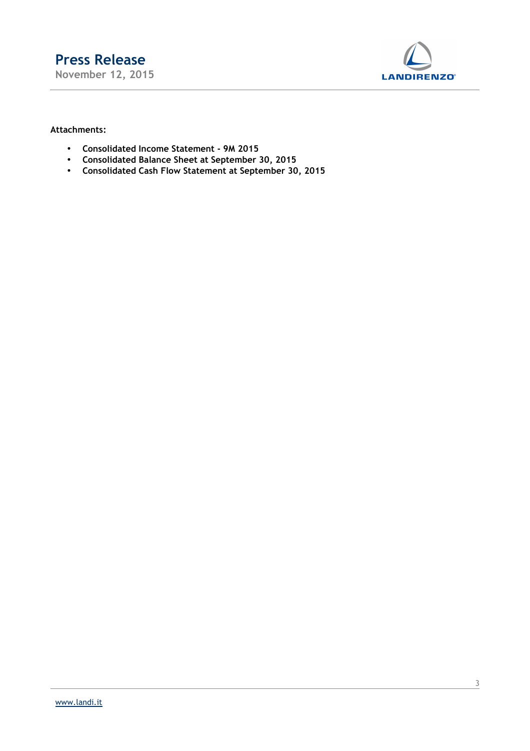**Attachments:**

- **Consolidated Income Statement - 9M 2015**
- **Consolidated Balance Sheet at September 30, 2015**
- **Consolidated Cash Flow Statement at September 30, 2015**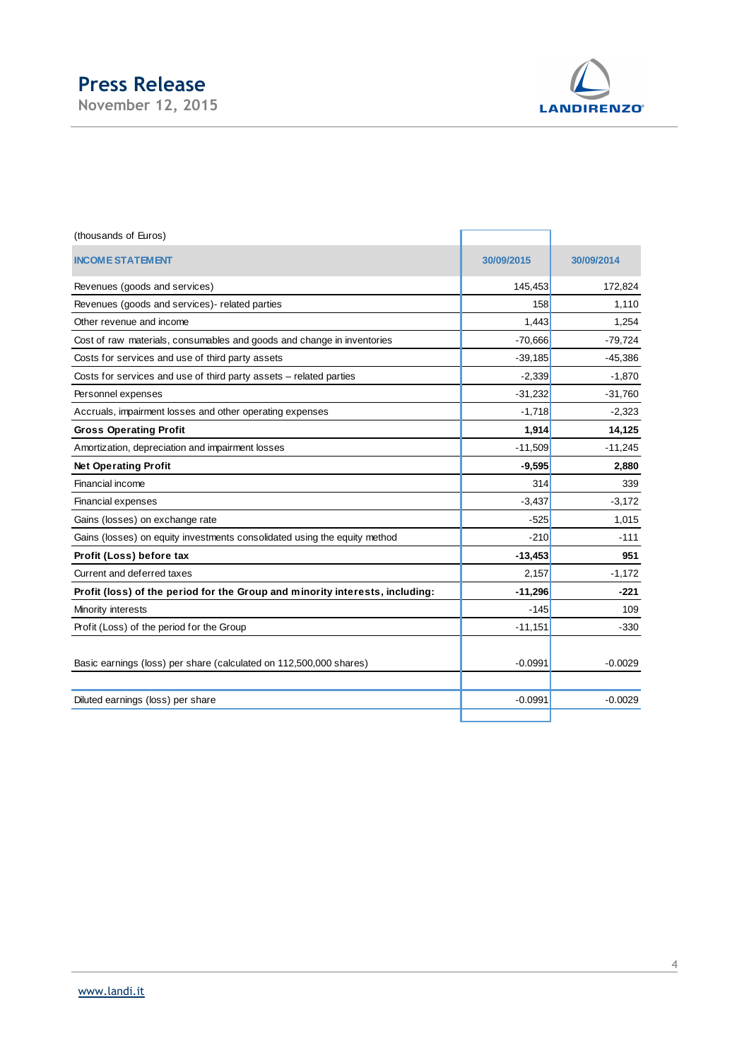(thousands of Euros)

| INCOME STATEMENT | 30/09/2015 | 30/09/2014 |
|---|---|---|
| Revenues (goods and services) | 145,453 | 172,824 |
| Revenues (goods and services)- related parties | 158 | 1,110 |
| Other revenue and income | 1,443 | 1,254 |
| Cost of raw materials, consumables and goods and change in inventories | -70,666 | -79,724 |
| Costs for services and use of third party assets | -39,185 | -45,386 |
| Costs for services and use of third party assets – related parties | -2,339 | -1,870 |
| Personnel expenses | -31,232 | -31,760 |
| Accruals, impairment losses and other operating expenses | -1,718 | -2,323 |
| **Gross Operating Profit** | **1,914** | **14,125** |
| Amortization, depreciation and impairment losses | -11,509 | -11,245 |
| **Net Operating Profit** | **-9,595** | **2,880** |
| Financial income | 314 | 339 |
| Financial expenses | -3,437 | -3,172 |
| Gains (losses) on exchange rate | -525 | 1,015 |
| Gains (losses) on equity investments consolidated using the equity method | -210 | -111 |
| **Profit (Loss) before tax** | **-13,453** | **951** |
| Current and deferred taxes | 2,157 | -1,172 |
| **Profit (loss) of the period for the Group and minority interests, including:** | **-11,296** | **-221** |
| Minority interests | -145 | 109 |
| Profit (Loss) of the period for the Group | -11,151 | -330 |
| Basic earnings (loss) per share (calculated on 112,500,000 shares) | -0.0991 | -0.0029 |
| Diluted earnings (loss) per share | -0.0991 | -0.0029 |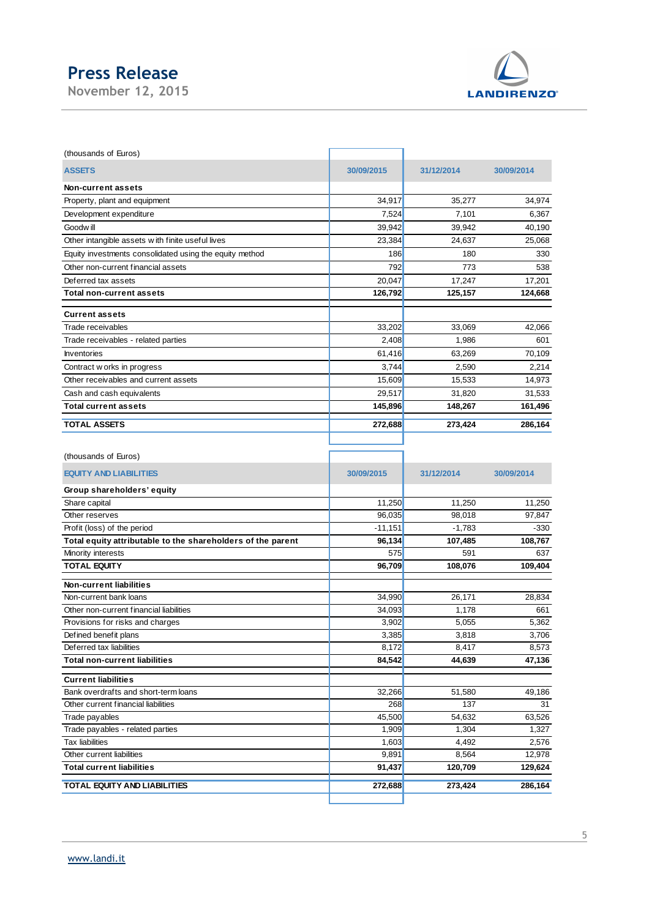(thousands of Euros)

| ASSETS | 30/09/2015 | 31/12/2014 | 30/09/2014 |
|---|---|---|---|
| **Non-current assets** | | | |
| Property, plant and equipment | 34,917 | 35,277 | 34,974 |
| Development expenditure | 7,524 | 7,101 | 6,367 |
| Goodwill | 39,942 | 39,942 | 40,190 |
| Other intangible assets with finite useful lives | 23,384 | 24,637 | 25,068 |
| Equity investments consolidated using the equity method | 186 | 180 | 330 |
| Other non-current financial assets | 792 | 773 | 538 |
| Deferred tax assets | 20,047 | 17,247 | 17,201 |
| **Total non-current assets** | **126,792** | **125,157** | **124,668** |
| **Current assets** | | | |
| Trade receivables | 33,202 | 33,069 | 42,066 |
| Trade receivables - related parties | 2,408 | 1,986 | 601 |
| Inventories | 61,416 | 63,269 | 70,109 |
| Contract works in progress | 3,744 | 2,590 | 2,214 |
| Other receivables and current assets | 15,609 | 15,533 | 14,973 |
| Cash and cash equivalents | 29,517 | 31,820 | 31,533 |
| **Total current assets** | **145,896** | **148,267** | **161,496** |
| **TOTAL ASSETS** | **272,688** | **273,424** | **286,164** |

(thousands of Euros)

| EQUITY AND LIABILITIES | 30/09/2015 | 31/12/2014 | 30/09/2014 |
|---|---|---|---|
| **Group shareholders' equity** | | | |
| Share capital | 11,250 | 11,250 | 11,250 |
| Other reserves | 96,035 | 98,018 | 97,847 |
| Profit (loss) of the period | -11,151 | -1,783 | -330 |
| **Total equity attributable to the shareholders of the parent** | **96,134** | **107,485** | **108,767** |
| Minority interests | 575 | 591 | 637 |
| **TOTAL EQUITY** | **96,709** | **108,076** | **109,404** |
| **Non-current liabilities** | | | |
| Non-current bank loans | 34,990 | 26,171 | 28,834 |
| Other non-current financial liabilities | 34,093 | 1,178 | 661 |
| Provisions for risks and charges | 3,902 | 5,055 | 5,362 |
| Defined benefit plans | 3,385 | 3,818 | 3,706 |
| Deferred tax liabilities | 8,172 | 8,417 | 8,573 |
| **Total non-current liabilities** | **84,542** | **44,639** | **47,136** |
| **Current liabilities** | | | |
| Bank overdrafts and short-term loans | 32,266 | 51,580 | 49,186 |
| Other current financial liabilities | 268 | 137 | 31 |
| Trade payables | 45,500 | 54,632 | 63,526 |
| Trade payables - related parties | 1,909 | 1,304 | 1,327 |
| Tax liabilities | 1,603 | 4,492 | 2,576 |
| Other current liabilities | 9,891 | 8,564 | 12,978 |
| **Total current liabilities** | **91,437** | **120,709** | **129,624** |
| **TOTAL EQUITY AND LIABILITIES** | **272,688** | **273,424** | **286,164** |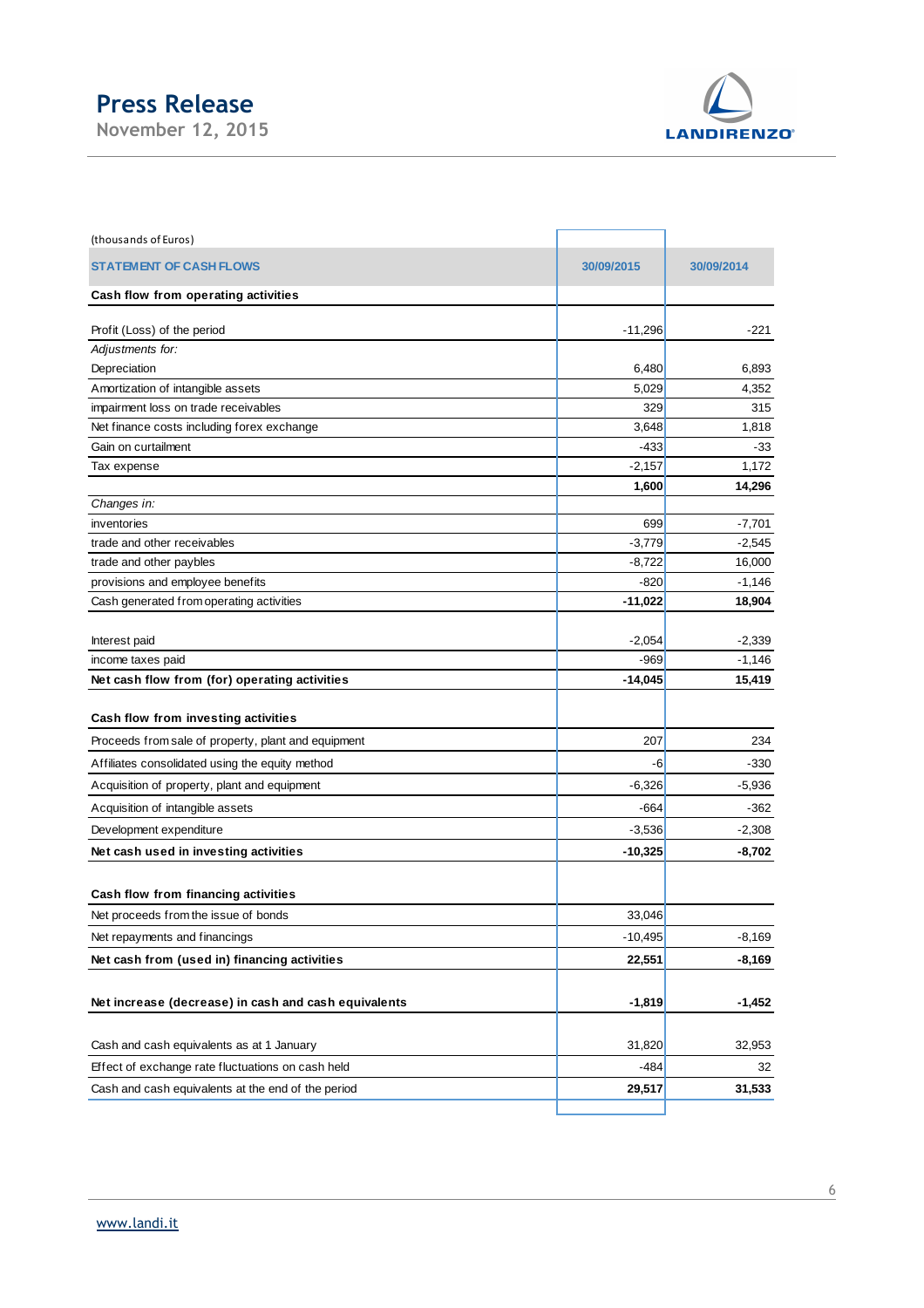(thousands of Euros)

| STATEMENT OF CASH FLOWS | 30/09/2015 | 30/09/2014 |
|---|---|---|
| **Cash flow from operating activities** | | |
| Profit (Loss) of the period | -11,296 | -221 |
| *Adjustments for:* | | |
| Depreciation | 6,480 | 6,893 |
| Amortization of intangible assets | 5,029 | 4,352 |
| impairment loss on trade receivables | 329 | 315 |
| Net finance costs including forex exchange | 3,648 | 1,818 |
| Gain on curtailment | -433 | -33 |
| Tax expense | -2,157 | 1,172 |
| | **1,600** | **14,296** |
| *Changes in:* | | |
| inventories | 699 | -7,701 |
| trade and other receivables | -3,779 | -2,545 |
| trade and other paybles | -8,722 | 16,000 |
| provisions and employee benefits | -820 | -1,146 |
| Cash generated from operating activities | **-11,022** | **18,904** |
| Interest paid | -2,054 | -2,339 |
| income taxes paid | -969 | -1,146 |
| **Net cash flow from (for) operating activities** | **-14,045** | **15,419** |
| **Cash flow from investing activities** | | |
| Proceeds from sale of property, plant and equipment | 207 | 234 |
| Affiliates consolidated using the equity method | -6 | -330 |
| Acquisition of property, plant and equipment | -6,326 | -5,936 |
| Acquisition of intangible assets | -664 | -362 |
| Development expenditure | -3,536 | -2,308 |
| **Net cash used in investing activities** | **-10,325** | **-8,702** |
| **Cash flow from financing activities** | | |
| Net proceeds from the issue of bonds | 33,046 | |
| Net repayments and financings | -10,495 | -8,169 |
| **Net cash from (used in) financing activities** | **22,551** | **-8,169** |
| **Net increase (decrease) in cash and cash equivalents** | **-1,819** | **-1,452** |
| Cash and cash equivalents as at 1 January | 31,820 | 32,953 |
| Effect of exchange rate fluctuations on cash held | -484 | 32 |
| Cash and cash equivalents at the end of the period | **29,517** | **31,533** |